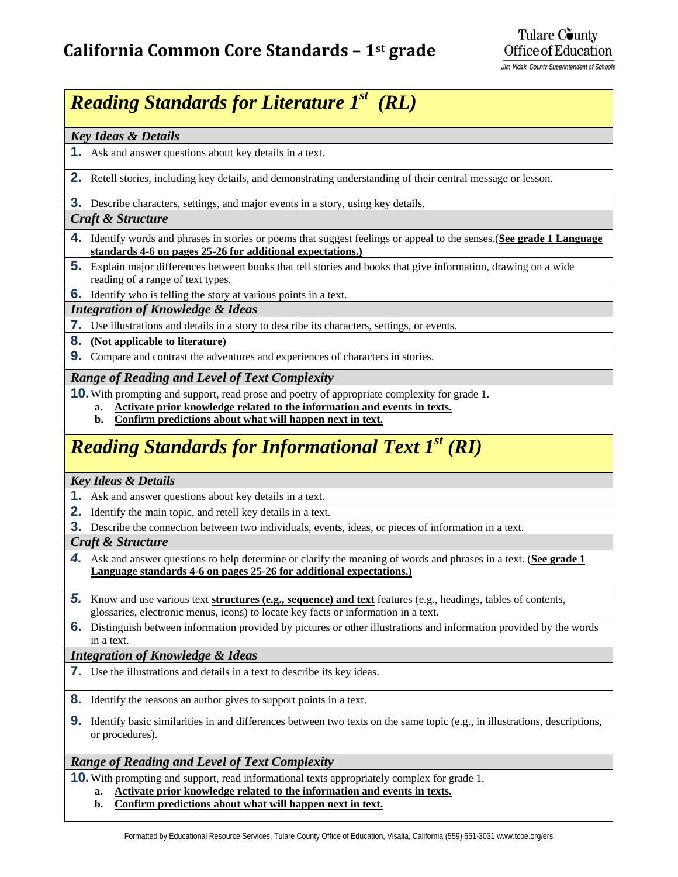# California Common Core Standards – 1st grade

Tulare County Office of Education
Jim Vidak, County Superintendent of Schools

## *Reading Standards for Literature 1st (RL)*

### *Key Ideas & Details*

1. Ask and answer questions about key details in a text.
2. Retell stories, including key details, and demonstrating understanding of their central message or lesson.
3. Describe characters, settings, and major events in a story, using key details.

### *Craft & Structure*

4. Identify words and phrases in stories or poems that suggest feelings or appeal to the senses.(**See grade 1 Language standards 4-6 on pages 25-26 for additional expectations.)**
5. Explain major differences between books that tell stories and books that give information, drawing on a wide reading of a range of text types.
6. Identify who is telling the story at various points in a text.

### *Integration of Knowledge & Ideas*

7. Use illustrations and details in a story to describe its characters, settings, or events.
8. **(Not applicable to literature)**
9. Compare and contrast the adventures and experiences of characters in stories.

### *Range of Reading and Level of Text Complexity*

10. With prompting and support, read prose and poetry of appropriate complexity for grade 1.
    - a. **Activate prior knowledge related to the information and events in texts.**
    - b. **Confirm predictions about what will happen next in text.**

## *Reading Standards for Informational Text 1st (RI)*

### *Key Ideas & Details*

1. Ask and answer questions about key details in a text.
2. Identify the main topic, and retell key details in a text.
3. Describe the connection between two individuals, events, ideas, or pieces of information in a text.

### *Craft & Structure*

4. Ask and answer questions to help determine or clarify the meaning of words and phrases in a text. (**See grade 1 Language standards 4-6 on pages 25-26 for additional expectations.)**
5. Know and use various text **structures (e.g., sequence) and text** features (e.g., headings, tables of contents, glossaries, electronic menus, icons) to locate key facts or information in a text.
6. Distinguish between information provided by pictures or other illustrations and information provided by the words in a text.

### *Integration of Knowledge & Ideas*

7. Use the illustrations and details in a text to describe its key ideas.
8. Identify the reasons an author gives to support points in a text.
9. Identify basic similarities in and differences between two texts on the same topic (e.g., in illustrations, descriptions, or procedures).

### *Range of Reading and Level of Text Complexity*

10. With prompting and support, read informational texts appropriately complex for grade 1.
    - a. **Activate prior knowledge related to the information and events in texts.**
    - b. **Confirm predictions about what will happen next in text.**

Formatted by Educational Resource Services, Tulare County Office of Education, Visalia, California (559) 651-3031 www.tcoe.org/ers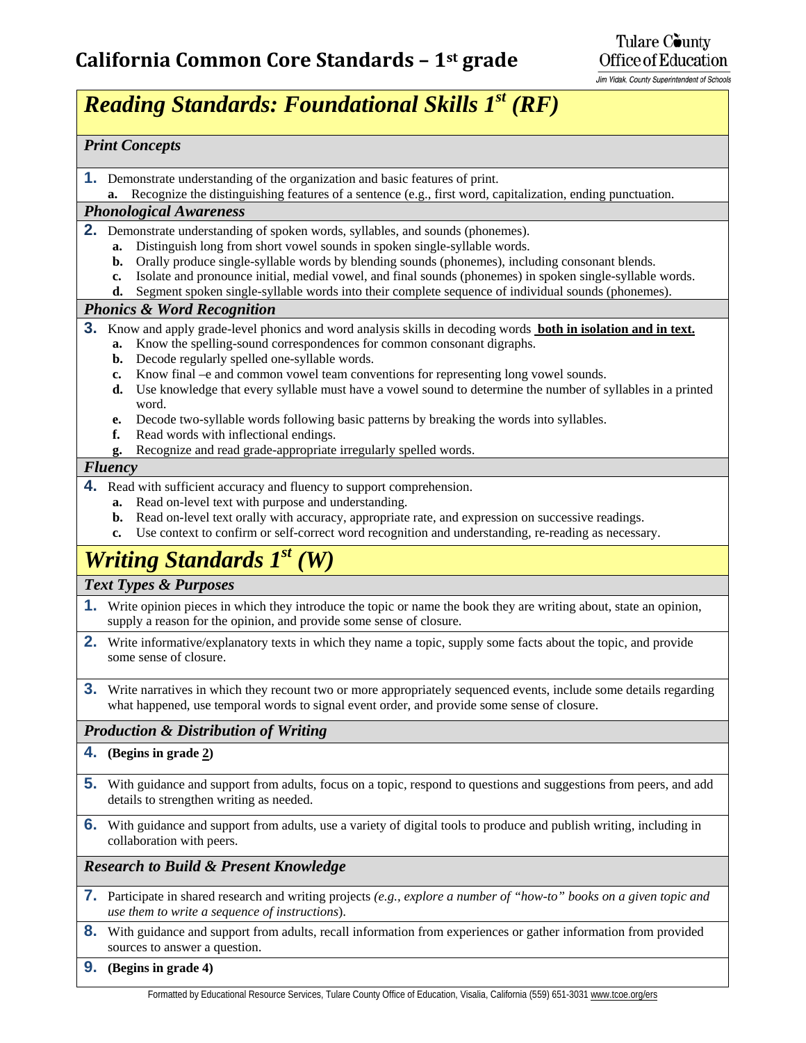# California Common Core Standards – 1st grade

## *Reading Standards: Foundational Skills 1st (RF)*

### *Print Concepts*

1. Demonstrate understanding of the organization and basic features of print.
   - **a.** Recognize the distinguishing features of a sentence (e.g., first word, capitalization, ending punctuation.

### *Phonological Awareness*

2. Demonstrate understanding of spoken words, syllables, and sounds (phonemes).
   - **a.** Distinguish long from short vowel sounds in spoken single-syllable words.
   - **b.** Orally produce single-syllable words by blending sounds (phonemes), including consonant blends.
   - **c.** Isolate and pronounce initial, medial vowel, and final sounds (phonemes) in spoken single-syllable words.
   - **d.** Segment spoken single-syllable words into their complete sequence of individual sounds (phonemes).

### *Phonics & Word Recognition*

3. Know and apply grade-level phonics and word analysis skills in decoding words **both in isolation and in text.**
   - **a.** Know the spelling-sound correspondences for common consonant digraphs.
   - **b.** Decode regularly spelled one-syllable words.
   - **c.** Know final –e and common vowel team conventions for representing long vowel sounds.
   - **d.** Use knowledge that every syllable must have a vowel sound to determine the number of syllables in a printed word.
   - **e.** Decode two-syllable words following basic patterns by breaking the words into syllables.
   - **f.** Read words with inflectional endings.
   - **g.** Recognize and read grade-appropriate irregularly spelled words.

### *Fluency*

4. Read with sufficient accuracy and fluency to support comprehension.
   - **a.** Read on-level text with purpose and understanding.
   - **b.** Read on-level text orally with accuracy, appropriate rate, and expression on successive readings.
   - **c.** Use context to confirm or self-correct word recognition and understanding, re-reading as necessary.

## *Writing Standards 1st (W)*

### *Text Types & Purposes*

1. Write opinion pieces in which they introduce the topic or name the book they are writing about, state an opinion, supply a reason for the opinion, and provide some sense of closure.
2. Write informative/explanatory texts in which they name a topic, supply some facts about the topic, and provide some sense of closure.
3. Write narratives in which they recount two or more appropriately sequenced events, include some details regarding what happened, use temporal words to signal event order, and provide some sense of closure.

### *Production & Distribution of Writing*

4. **(Begins in grade 2)**
5. With guidance and support from adults, focus on a topic, respond to questions and suggestions from peers, and add details to strengthen writing as needed.
6. With guidance and support from adults, use a variety of digital tools to produce and publish writing, including in collaboration with peers.

### *Research to Build & Present Knowledge*

7. Participate in shared research and writing projects *(e.g., explore a number of "how-to" books on a given topic and use them to write a sequence of instructions*).
8. With guidance and support from adults, recall information from experiences or gather information from provided sources to answer a question.
9. **(Begins in grade 4)**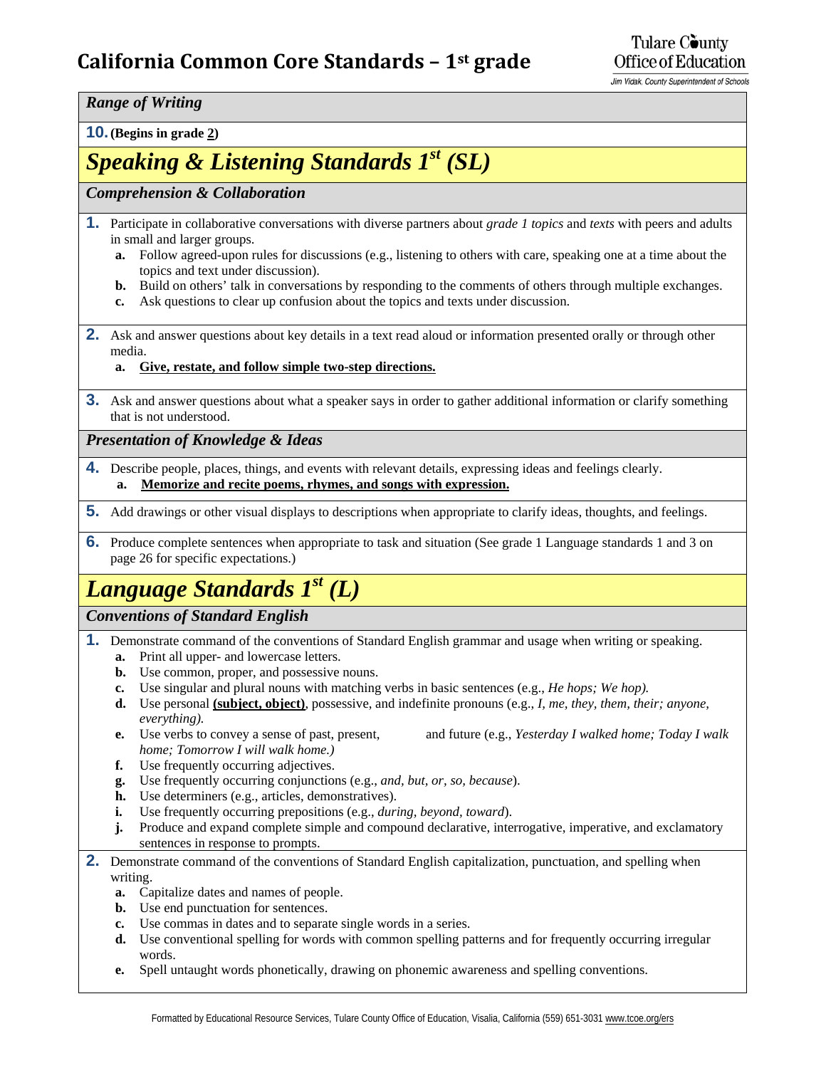### *Range of Writing*

**10.** **(Begins in grade 2)**

## *Speaking & Listening Standards 1st (SL)*

### *Comprehension & Collaboration*

**1.** Participate in collaborative conversations with diverse partners about *grade 1 topics* and *texts* with peers and adults in small and larger groups.
- **a.** Follow agreed-upon rules for discussions (e.g., listening to others with care, speaking one at a time about the topics and text under discussion).
- **b.** Build on others' talk in conversations by responding to the comments of others through multiple exchanges.
- **c.** Ask questions to clear up confusion about the topics and texts under discussion.

**2.** Ask and answer questions about key details in a text read aloud or information presented orally or through other media.
- **a.** **<u>Give, restate, and follow simple two-step directions.</u>**

**3.** Ask and answer questions about what a speaker says in order to gather additional information or clarify something that is not understood.

### *Presentation of Knowledge & Ideas*

**4.** Describe people, places, things, and events with relevant details, expressing ideas and feelings clearly.
- **a.** **<u>Memorize and recite poems, rhymes, and songs with expression.</u>**

**5.** Add drawings or other visual displays to descriptions when appropriate to clarify ideas, thoughts, and feelings.

**6.** Produce complete sentences when appropriate to task and situation (See grade 1 Language standards 1 and 3 on page 26 for specific expectations.)

## *Language Standards 1st (L)*

### *Conventions of Standard English*

**1.** Demonstrate command of the conventions of Standard English grammar and usage when writing or speaking.
- **a.** Print all upper- and lowercase letters.
- **b.** Use common, proper, and possessive nouns.
- **c.** Use singular and plural nouns with matching verbs in basic sentences (e.g., *He hops; We hop).*
- **d.** Use personal **<u>(subject, object)</u>**, possessive, and indefinite pronouns (e.g., *I, me, they, them, their; anyone, everything).*
- **e.** Use verbs to convey a sense of past, present, and future (e.g., *Yesterday I walked home; Today I walk home; Tomorrow I will walk home.)*
- **f.** Use frequently occurring adjectives.
- **g.** Use frequently occurring conjunctions (e.g., *and, but, or, so, because*).
- **h.** Use determiners (e.g., articles, demonstratives).
- **i.** Use frequently occurring prepositions (e.g., *during, beyond, toward*).
- **j.** Produce and expand complete simple and compound declarative, interrogative, imperative, and exclamatory sentences in response to prompts.

**2.** Demonstrate command of the conventions of Standard English capitalization, punctuation, and spelling when writing.
- **a.** Capitalize dates and names of people.
- **b.** Use end punctuation for sentences.
- **c.** Use commas in dates and to separate single words in a series.
- **d.** Use conventional spelling for words with common spelling patterns and for frequently occurring irregular words.
- **e.** Spell untaught words phonetically, drawing on phonemic awareness and spelling conventions.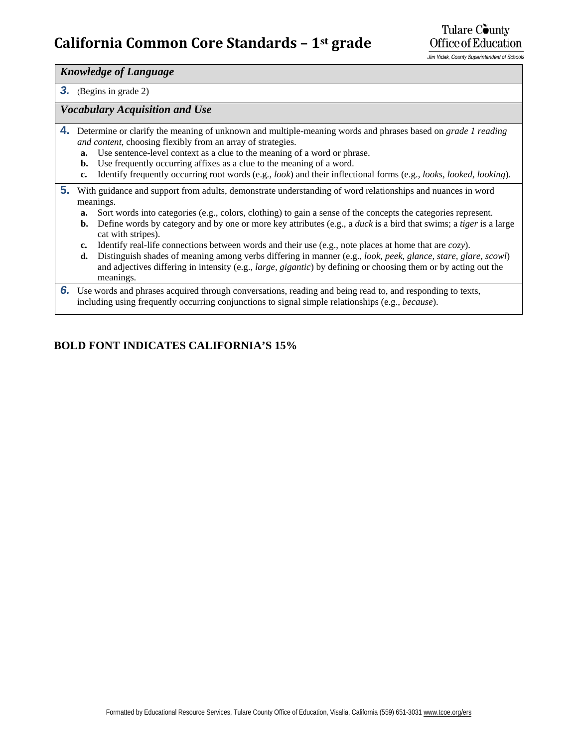# California Common Core Standards – 1st grade

### *Knowledge of Language*

**3.** (Begins in grade 2)

### *Vocabulary Acquisition and Use*

**4.** Determine or clarify the meaning of unknown and multiple-meaning words and phrases based on *grade 1 reading and content*, choosing flexibly from an array of strategies.

- **a.** Use sentence-level context as a clue to the meaning of a word or phrase.
- **b.** Use frequently occurring affixes as a clue to the meaning of a word.
- **c.** Identify frequently occurring root words (e.g., *look*) and their inflectional forms (e.g., *looks*, *looked*, *looking*).

**5.** With guidance and support from adults, demonstrate understanding of word relationships and nuances in word meanings.

- **a.** Sort words into categories (e.g., colors, clothing) to gain a sense of the concepts the categories represent.
- **b.** Define words by category and by one or more key attributes (e.g., a *duck* is a bird that swims; a *tiger* is a large cat with stripes).
- **c.** Identify real-life connections between words and their use (e.g., note places at home that are *cozy*).
- **d.** Distinguish shades of meaning among verbs differing in manner (e.g., *look, peek, glance, stare, glare, scowl*) and adjectives differing in intensity (e.g., *large, gigantic*) by defining or choosing them or by acting out the meanings.

**6.** Use words and phrases acquired through conversations, reading and being read to, and responding to texts, including using frequently occurring conjunctions to signal simple relationships (e.g., *because*).

**BOLD FONT INDICATES CALIFORNIA'S 15%**